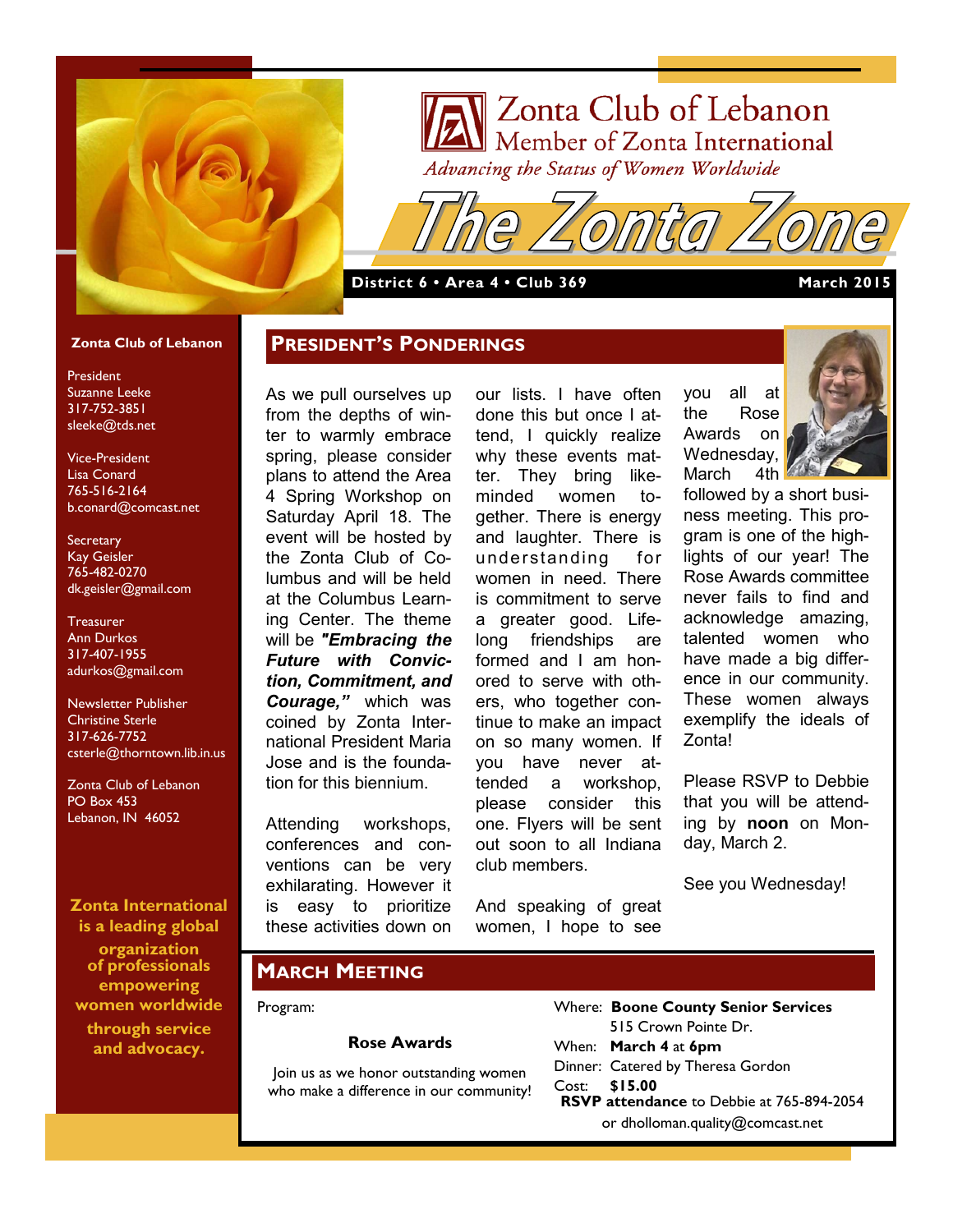# Zonta Club of Lebanon

Member of Zonta International

*Advancing the Status of Women Worldwide*

# The Zonta Zone

**District 6 • Area 4 • Club 369** **March 2015**

**Zonta Club of Lebanon**

President
Suzanne Leeke
317-752-3851
sleeke@tds.net

Vice-President
Lisa Conard
765-516-2164
b.conard@comcast.net

Secretary
Kay Geisler
765-482-0270
dk.geisler@gmail.com

Treasurer
Ann Durkos
317-407-1955
adurkos@gmail.com

Newsletter Publisher
Christine Sterle
317-626-7752
csterle@thorntown.lib.in.us

Zonta Club of Lebanon
PO Box 453
Lebanon, IN 46052

**Zonta International is a leading global organization of professionals empowering women worldwide through service and advocacy.**

## President's Ponderings

As we pull ourselves up from the depths of winter to warmly embrace spring, please consider plans to attend the Area 4 Spring Workshop on Saturday April 18. The event will be hosted by the Zonta Club of Columbus and will be held at the Columbus Learning Center. The theme will be ***"Embracing the Future with Conviction, Commitment, and Courage,"*** which was coined by Zonta International President Maria Jose and is the foundation for this biennium.

Attending workshops, conferences and conventions can be very exhilarating. However it is easy to prioritize these activities down on our lists. I have often done this but once I attend, I quickly realize why these events matter. They bring like-minded women together. There is energy and laughter. There is understanding for women in need. There is commitment to serve a greater good. Lifelong friendships are formed and I am honored to serve with others, who together continue to make an impact on so many women. If you have never attended a workshop, please consider this one. Flyers will be sent out soon to all Indiana club members.

And speaking of great women, I hope to see you all at the Rose Awards on Wednesday, March 4th followed by a short business meeting. This program is one of the highlights of our year! The Rose Awards committee never fails to find and acknowledge amazing, talented women who have made a big difference in our community. These women always exemplify the ideals of Zonta!

Please RSVP to Debbie that you will be attending by **noon** on Monday, March 2.

See you Wednesday!

## March Meeting

Program:

**Rose Awards**

Join us as we honor outstanding women who make a difference in our community!

Where: **Boone County Senior Services**
515 Crown Pointe Dr.

When: **March 4** at **6pm**

Dinner: Catered by Theresa Gordon

Cost: **$15.00**

**RSVP attendance** to Debbie at 765-894-2054 or dholloman.quality@comcast.net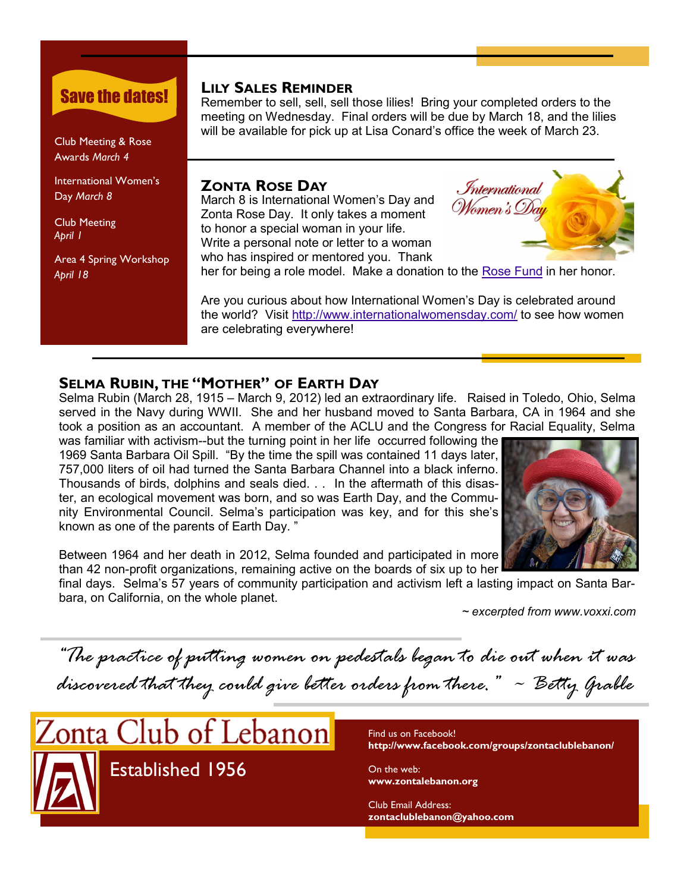## Save the dates!

Club Meeting & Rose Awards *March 4*

International Women's Day *March 8*

Club Meeting *April 1*

Area 4 Spring Workshop *April 18*

## Lily Sales Reminder

Remember to sell, sell, sell those lilies! Bring your completed orders to the meeting on Wednesday. Final orders will be due by March 18, and the lilies will be available for pick up at Lisa Conard's office the week of March 23.

## Zonta Rose Day

March 8 is International Women's Day and Zonta Rose Day. It only takes a moment to honor a special woman in your life. Write a personal note or letter to a woman who has inspired or mentored you. Thank her for being a role model. Make a donation to the Rose Fund in her honor.

Are you curious about how International Women's Day is celebrated around the world? Visit http://www.internationalwomensday.com/ to see how women are celebrating everywhere!

## Selma Rubin, the "Mother" of Earth Day

Selma Rubin (March 28, 1915 – March 9, 2012) led an extraordinary life. Raised in Toledo, Ohio, Selma served in the Navy during WWII. She and her husband moved to Santa Barbara, CA in 1964 and she took a position as an accountant. A member of the ACLU and the Congress for Racial Equality, Selma was familiar with activism--but the turning point in her life occurred following the 1969 Santa Barbara Oil Spill. "By the time the spill was contained 11 days later, 757,000 liters of oil had turned the Santa Barbara Channel into a black inferno. Thousands of birds, dolphins and seals died. . . In the aftermath of this disaster, an ecological movement was born, and so was Earth Day, and the Community Environmental Council. Selma's participation was key, and for this she's known as one of the parents of Earth Day. "

Between 1964 and her death in 2012, Selma founded and participated in more than 42 non-profit organizations, remaining active on the boards of six up to her final days. Selma's 57 years of community participation and activism left a lasting impact on Santa Barbara, on California, on the whole planet.

*~ excerpted from www.voxxi.com*

*"The practice of putting women on pedestals began to die out when it was discovered that they could give better orders from there." ~ Betty Grable*

**Zonta Club of Lebanon**

Established 1956

Find us on Facebook!
**http://www.facebook.com/groups/zontaclublebanon/**

On the web:
**www.zontalebanon.org**

Club Email Address:
**zontaclublebanon@yahoo.com**